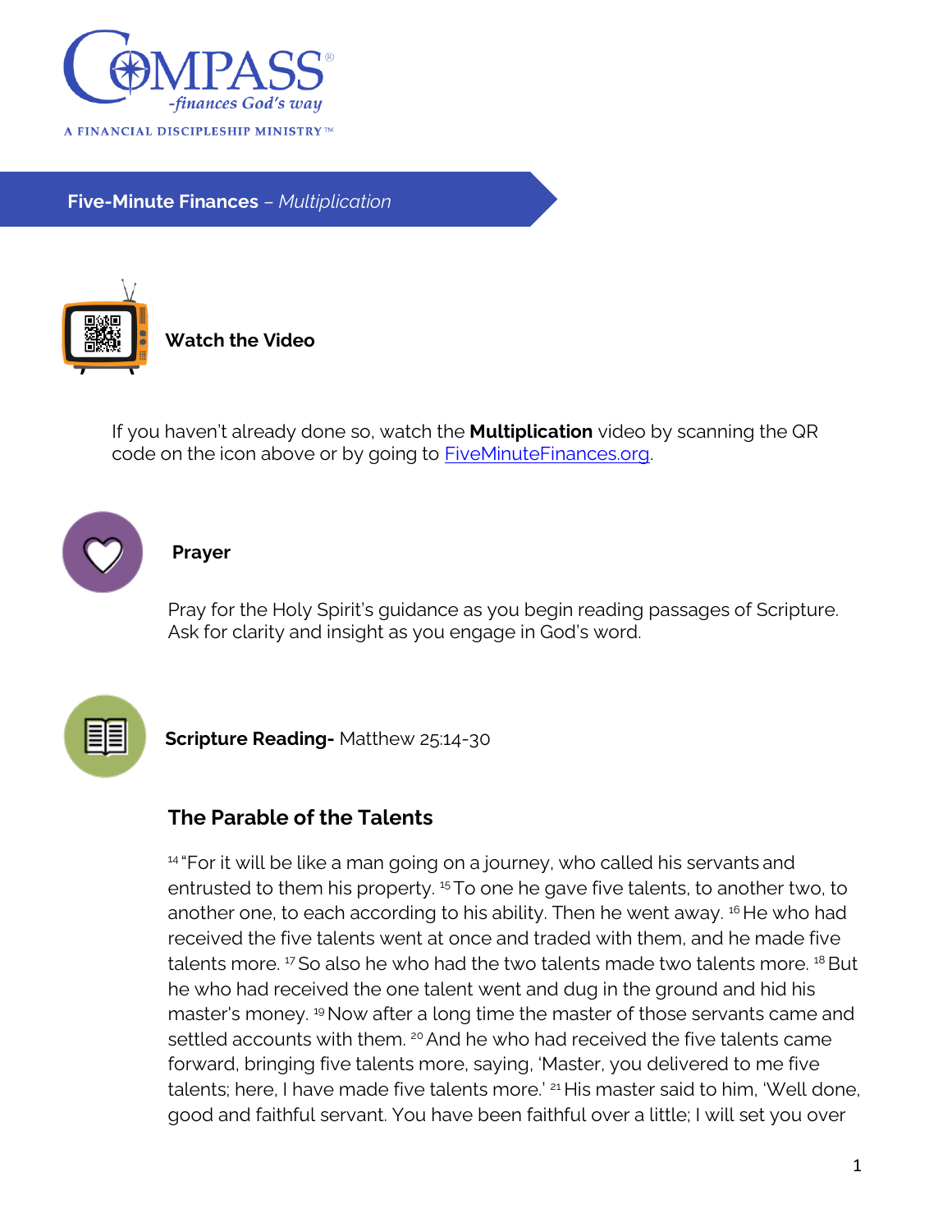COMPASS®

-finances God's way

A FINANCIAL DISCIPLESHIP MINISTRY™

**Five-Minute Finances** – *Multiplication*

### Watch the Video

If you haven't already done so, watch the **Multiplication** video by scanning the QR code on the icon above or by going to [FiveMinuteFinances.org](FiveMinuteFinances.org).

### Prayer

Pray for the Holy Spirit's guidance as you begin reading passages of Scripture. Ask for clarity and insight as you engage in God's word.

### Scripture Reading- Matthew 25:14-30

## The Parable of the Talents

[14] "For it will be like a man going on a journey, who called his servants and entrusted to them his property. [15] To one he gave five talents, to another two, to another one, to each according to his ability. Then he went away. [16] He who had received the five talents went at once and traded with them, and he made five talents more. [17] So also he who had the two talents made two talents more. [18] But he who had received the one talent went and dug in the ground and hid his master's money. [19] Now after a long time the master of those servants came and settled accounts with them. [20] And he who had received the five talents came forward, bringing five talents more, saying, 'Master, you delivered to me five talents; here, I have made five talents more.' [21] His master said to him, 'Well done, good and faithful servant. You have been faithful over a little; I will set you over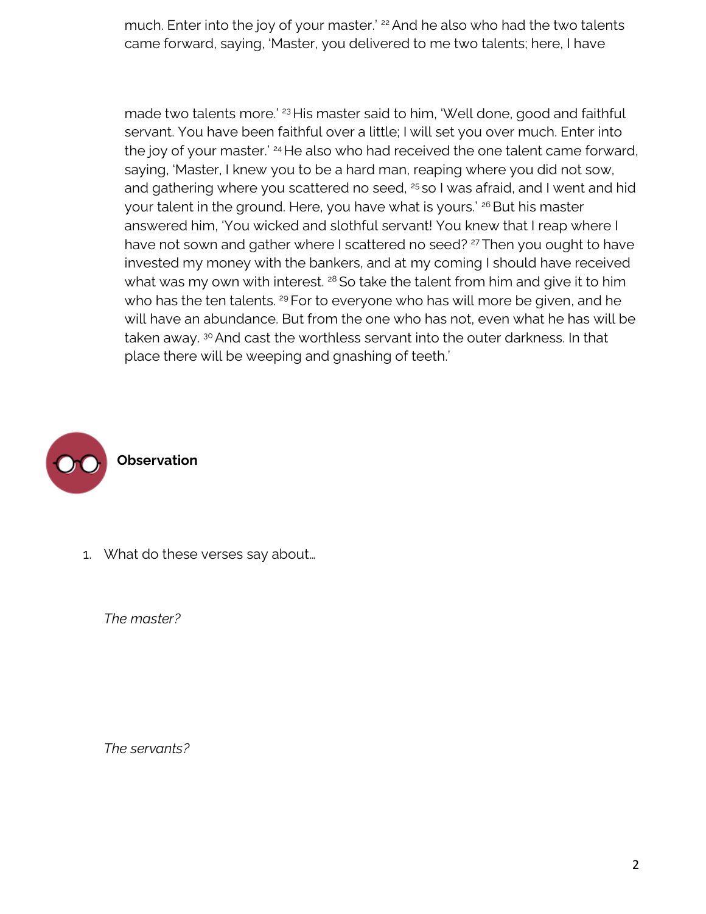much. Enter into the joy of your master.' [22] And he also who had the two talents came forward, saying, 'Master, you delivered to me two talents; here, I have made two talents more.' [23] His master said to him, 'Well done, good and faithful servant. You have been faithful over a little; I will set you over much. Enter into the joy of your master.' [24] He also who had received the one talent came forward, saying, 'Master, I knew you to be a hard man, reaping where you did not sow, and gathering where you scattered no seed, [25] so I was afraid, and I went and hid your talent in the ground. Here, you have what is yours.' [26] But his master answered him, 'You wicked and slothful servant! You knew that I reap where I have not sown and gather where I scattered no seed? [27] Then you ought to have invested my money with the bankers, and at my coming I should have received what was my own with interest. [28] So take the talent from him and give it to him who has the ten talents. [29] For to everyone who has will more be given, and he will have an abundance. But from the one who has not, even what he has will be taken away. [30] And cast the worthless servant into the outer darkness. In that place there will be weeping and gnashing of teeth.'

## Observation

1. What do these verses say about…

   *The master?*

   *The servants?*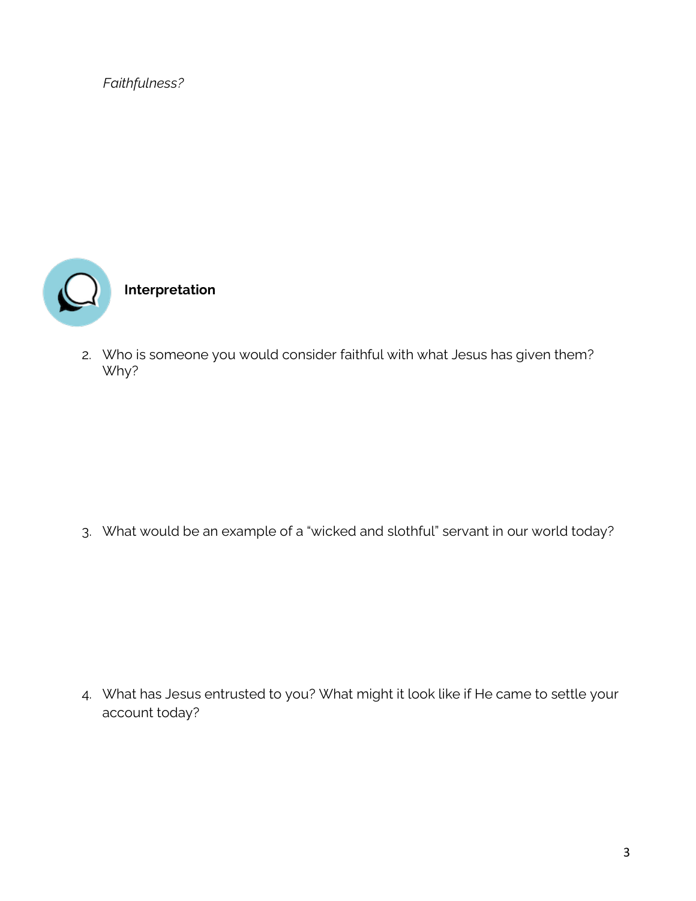*Faithfulness?*

## Interpretation

2. Who is someone you would consider faithful with what Jesus has given them? Why?

3. What would be an example of a "wicked and slothful" servant in our world today?

4. What has Jesus entrusted to you? What might it look like if He came to settle your account today?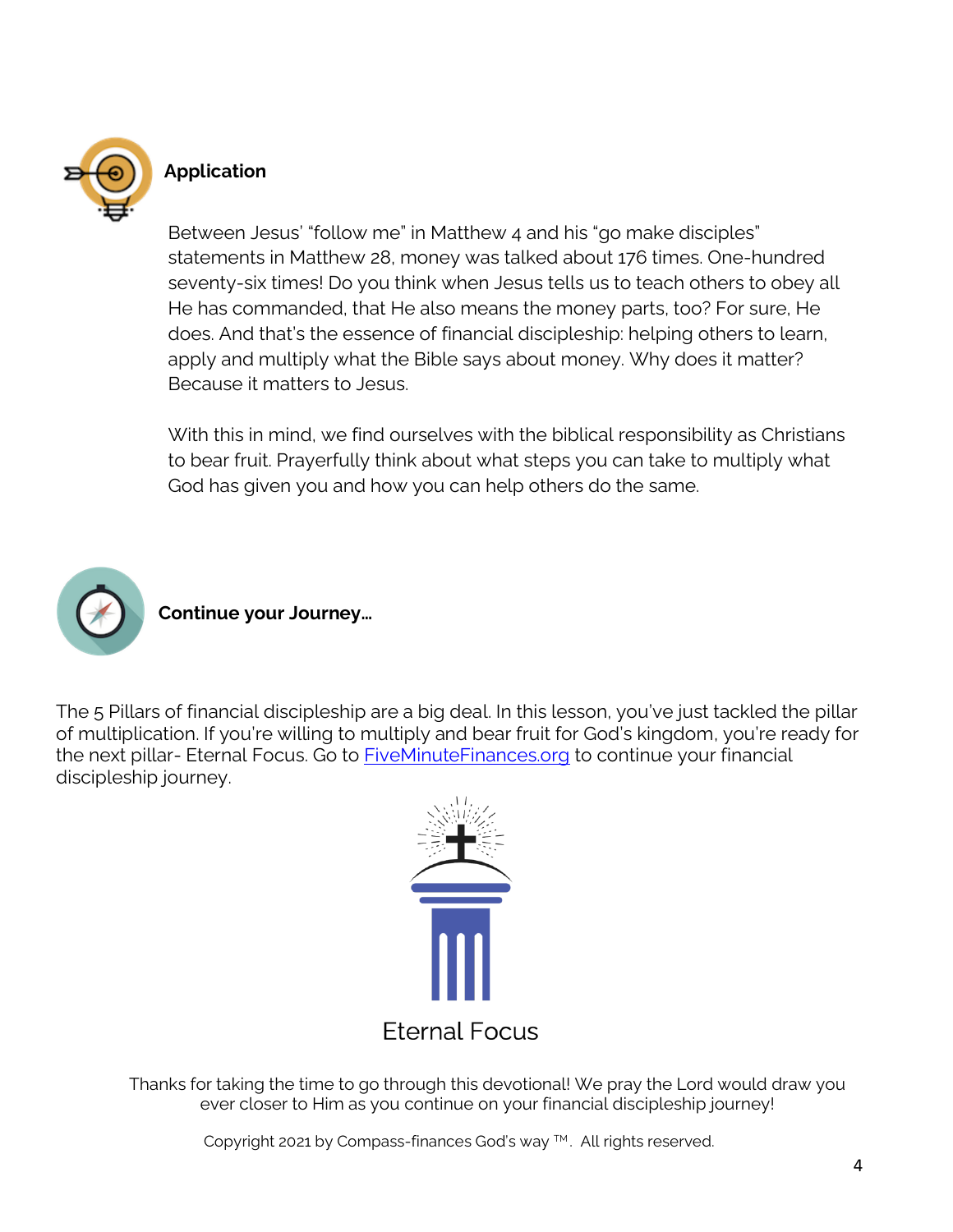## Application

Between Jesus' "follow me" in Matthew 4 and his "go make disciples" statements in Matthew 28, money was talked about 176 times. One-hundred seventy-six times! Do you think when Jesus tells us to teach others to obey all He has commanded, that He also means the money parts, too? For sure, He does. And that's the essence of financial discipleship: helping others to learn, apply and multiply what the Bible says about money. Why does it matter? Because it matters to Jesus.

With this in mind, we find ourselves with the biblical responsibility as Christians to bear fruit. Prayerfully think about what steps you can take to multiply what God has given you and how you can help others do the same.

## Continue your Journey…

The 5 Pillars of financial discipleship are a big deal. In this lesson, you've just tackled the pillar of multiplication. If you're willing to multiply and bear fruit for God's kingdom, you're ready for the next pillar- Eternal Focus. Go to [FiveMinuteFinances.org](FiveMinuteFinances.org) to continue your financial discipleship journey.

Eternal Focus

Thanks for taking the time to go through this devotional! We pray the Lord would draw you ever closer to Him as you continue on your financial discipleship journey!

Copyright 2021 by Compass-finances God's way ™. All rights reserved.